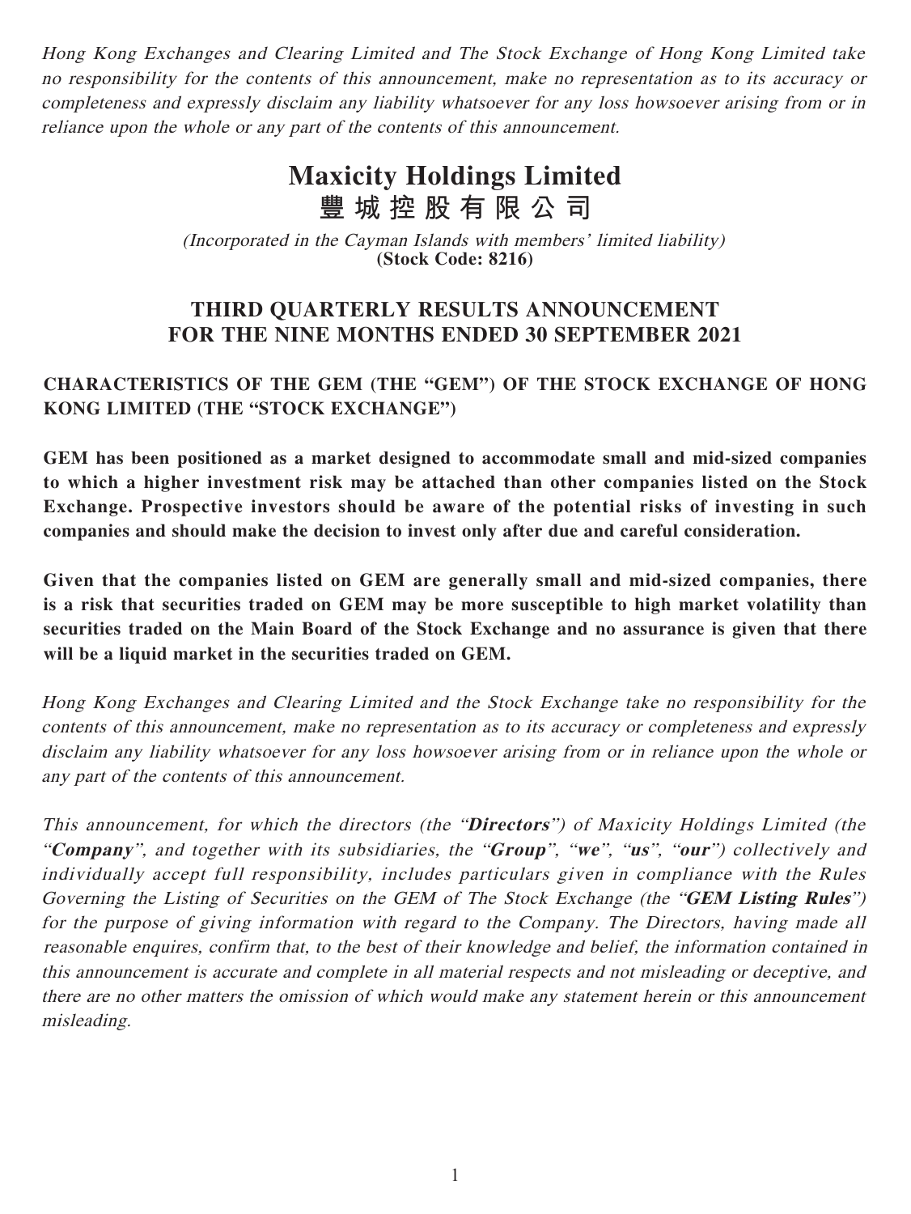*Hong Kong Exchanges and Clearing Limited and The Stock Exchange of Hong Kong Limited take no responsibility for the contents of this announcement, make no representation as to its accuracy or completeness and expressly disclaim any liability whatsoever for any loss howsoever arising from or in reliance upon the whole or any part of the contents of this announcement.*

# Maxicity Holdings Limited
# 豐城控股有限公司

*(Incorporated in the Cayman Islands with members' limited liability)*
**(Stock Code: 8216)**

## THIRD QUARTERLY RESULTS ANNOUNCEMENT FOR THE NINE MONTHS ENDED 30 SEPTEMBER 2021

### CHARACTERISTICS OF THE GEM (THE "GEM") OF THE STOCK EXCHANGE OF HONG KONG LIMITED (THE "STOCK EXCHANGE")

**GEM has been positioned as a market designed to accommodate small and mid-sized companies to which a higher investment risk may be attached than other companies listed on the Stock Exchange. Prospective investors should be aware of the potential risks of investing in such companies and should make the decision to invest only after due and careful consideration.**

**Given that the companies listed on GEM are generally small and mid-sized companies, there is a risk that securities traded on GEM may be more susceptible to high market volatility than securities traded on the Main Board of the Stock Exchange and no assurance is given that there will be a liquid market in the securities traded on GEM.**

*Hong Kong Exchanges and Clearing Limited and the Stock Exchange take no responsibility for the contents of this announcement, make no representation as to its accuracy or completeness and expressly disclaim any liability whatsoever for any loss howsoever arising from or in reliance upon the whole or any part of the contents of this announcement.*

*This announcement, for which the directors (the "**Directors**") of Maxicity Holdings Limited (the "**Company**", and together with its subsidiaries, the "**Group**", "**we**", "**us**", "**our**") collectively and individually accept full responsibility, includes particulars given in compliance with the Rules Governing the Listing of Securities on the GEM of The Stock Exchange (the "**GEM Listing Rules**") for the purpose of giving information with regard to the Company. The Directors, having made all reasonable enquires, confirm that, to the best of their knowledge and belief, the information contained in this announcement is accurate and complete in all material respects and not misleading or deceptive, and there are no other matters the omission of which would make any statement herein or this announcement misleading.*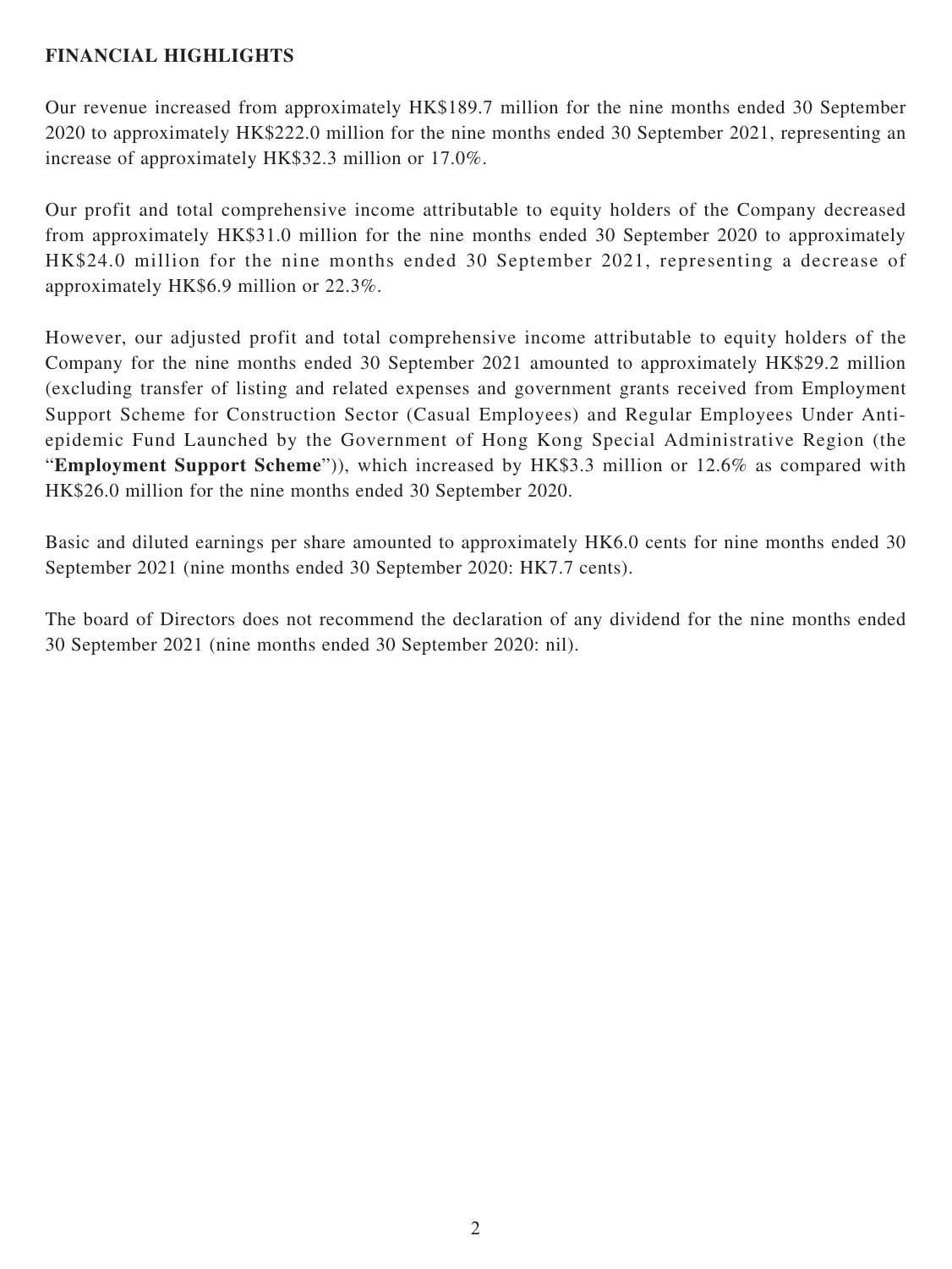## FINANCIAL HIGHLIGHTS

Our revenue increased from approximately HK$189.7 million for the nine months ended 30 September 2020 to approximately HK$222.0 million for the nine months ended 30 September 2021, representing an increase of approximately HK$32.3 million or 17.0%.

Our profit and total comprehensive income attributable to equity holders of the Company decreased from approximately HK$31.0 million for the nine months ended 30 September 2020 to approximately HK$24.0 million for the nine months ended 30 September 2021, representing a decrease of approximately HK$6.9 million or 22.3%.

However, our adjusted profit and total comprehensive income attributable to equity holders of the Company for the nine months ended 30 September 2021 amounted to approximately HK$29.2 million (excluding transfer of listing and related expenses and government grants received from Employment Support Scheme for Construction Sector (Casual Employees) and Regular Employees Under Anti-epidemic Fund Launched by the Government of Hong Kong Special Administrative Region (the "**Employment Support Scheme**")), which increased by HK$3.3 million or 12.6% as compared with HK$26.0 million for the nine months ended 30 September 2020.

Basic and diluted earnings per share amounted to approximately HK6.0 cents for nine months ended 30 September 2021 (nine months ended 30 September 2020: HK7.7 cents).

The board of Directors does not recommend the declaration of any dividend for the nine months ended 30 September 2021 (nine months ended 30 September 2020: nil).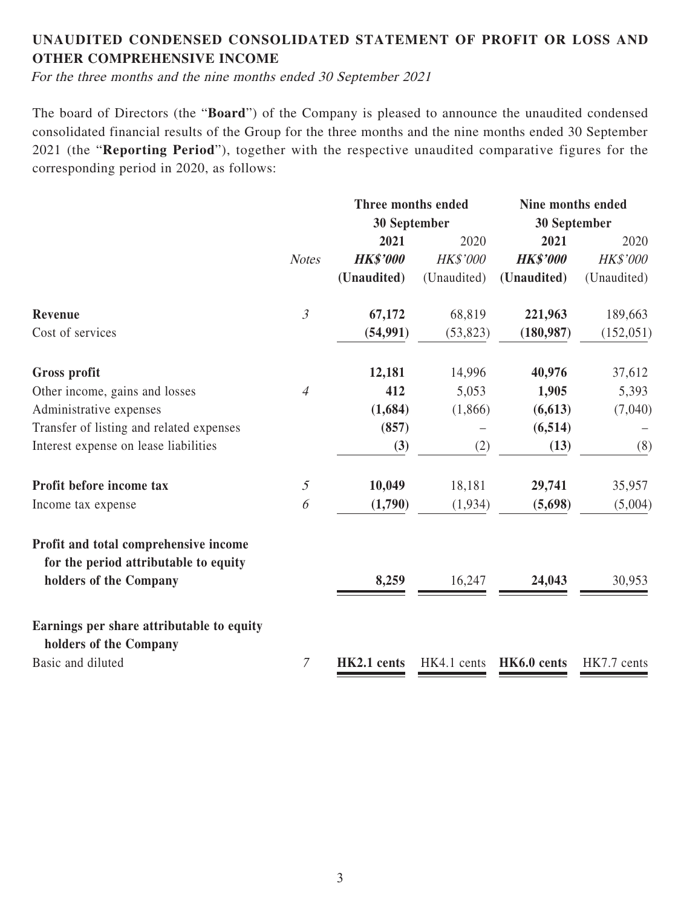## UNAUDITED CONDENSED CONSOLIDATED STATEMENT OF PROFIT OR LOSS AND OTHER COMPREHENSIVE INCOME

*For the three months and the nine months ended 30 September 2021*

The board of Directors (the "**Board**") of the Company is pleased to announce the unaudited condensed consolidated financial results of the Group for the three months and the nine months ended 30 September 2021 (the "**Reporting Period**"), together with the respective unaudited comparative figures for the corresponding period in 2020, as follows:

| | | Three months ended 30 September | | Nine months ended 30 September | |
|---|---|---|---|---|---|
| | | **2021** | 2020 | **2021** | 2020 |
| | *Notes* | ***HK$'000*** | *HK$'000* | ***HK$'000*** | *HK$'000* |
| | | **(Unaudited)** | (Unaudited) | **(Unaudited)** | (Unaudited) |
| **Revenue** | *3* | **67,172** | 68,819 | **221,963** | 189,663 |
| Cost of services | | **(54,991)** | (53,823) | **(180,987)** | (152,051) |
| **Gross profit** | | **12,181** | 14,996 | **40,976** | 37,612 |
| Other income, gains and losses | *4* | **412** | 5,053 | **1,905** | 5,393 |
| Administrative expenses | | **(1,684)** | (1,866) | **(6,613)** | (7,040) |
| Transfer of listing and related expenses | | **(857)** | – | **(6,514)** | – |
| Interest expense on lease liabilities | | **(3)** | (2) | **(13)** | (8) |
| **Profit before income tax** | *5* | **10,049** | 18,181 | **29,741** | 35,957 |
| Income tax expense | *6* | **(1,790)** | (1,934) | **(5,698)** | (5,004) |
| **Profit and total comprehensive income for the period attributable to equity holders of the Company** | | **8,259** | 16,247 | **24,043** | 30,953 |
| **Earnings per share attributable to equity holders of the Company** | | | | | |
| Basic and diluted | *7* | **HK2.1 cents** | HK4.1 cents | **HK6.0 cents** | HK7.7 cents |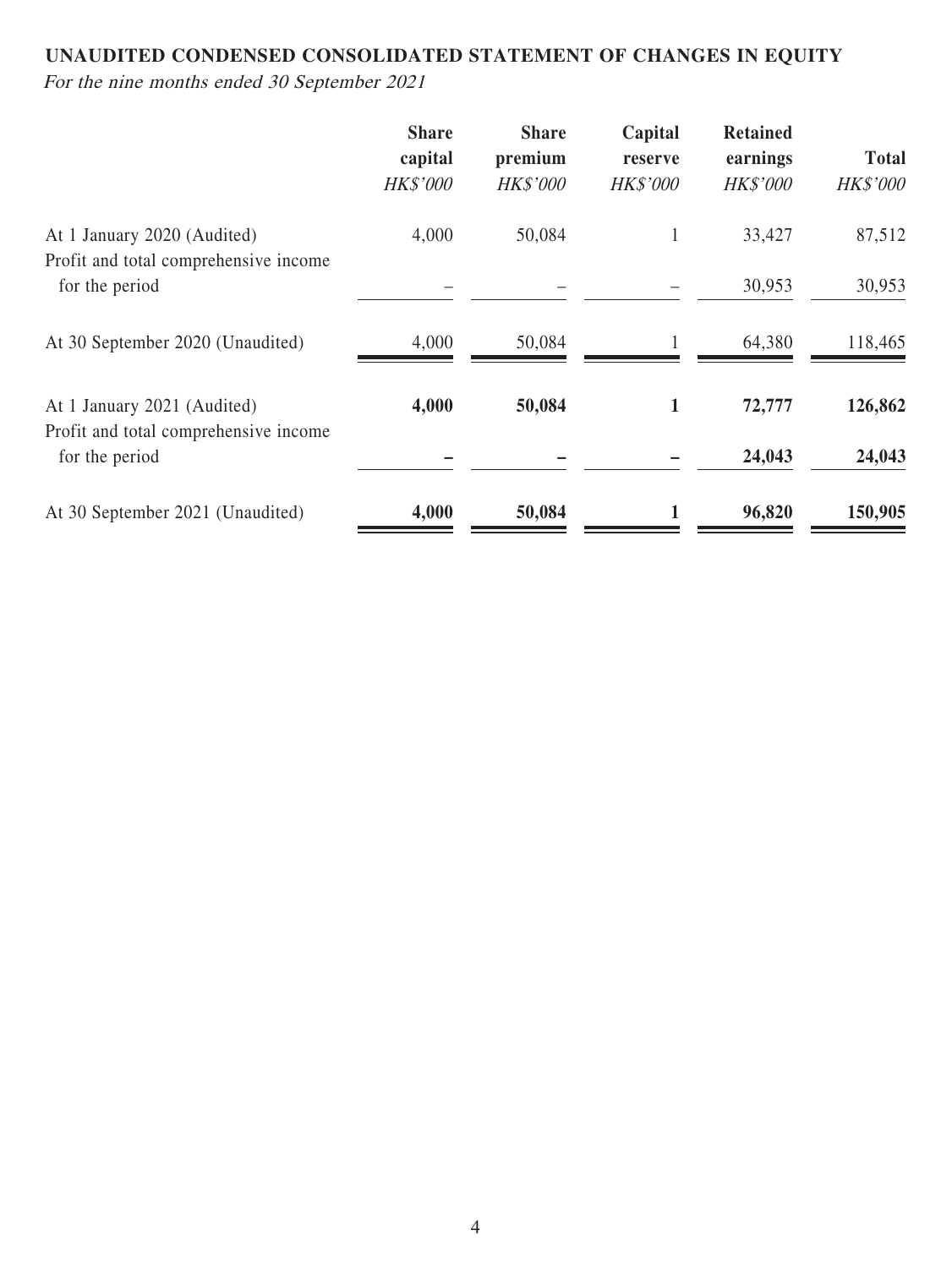**UNAUDITED CONDENSED CONSOLIDATED STATEMENT OF CHANGES IN EQUITY**

*For the nine months ended 30 September 2021*

| | Share capital | Share premium | Capital reserve | Retained earnings | Total |
|---|---|---|---|---|---|
| | *HK$'000* | *HK$'000* | *HK$'000* | *HK$'000* | *HK$'000* |
| At 1 January 2020 (Audited) | 4,000 | 50,084 | 1 | 33,427 | 87,512 |
| Profit and total comprehensive income for the period | – | – | – | 30,953 | 30,953 |
| At 30 September 2020 (Unaudited) | 4,000 | 50,084 | 1 | 64,380 | 118,465 |
| **At 1 January 2021 (Audited)** | **4,000** | **50,084** | **1** | **72,777** | **126,862** |
| **Profit and total comprehensive income for the period** | **–** | **–** | **–** | **24,043** | **24,043** |
| **At 30 September 2021 (Unaudited)** | **4,000** | **50,084** | **1** | **96,820** | **150,905** |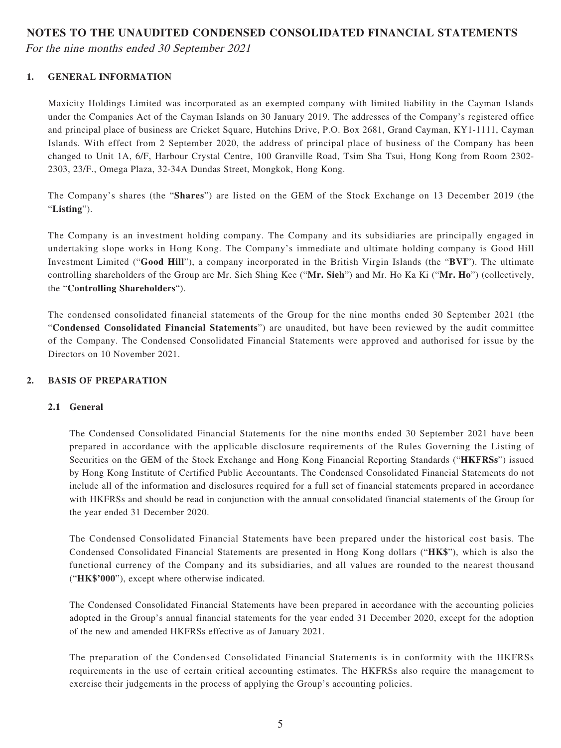# NOTES TO THE UNAUDITED CONDENSED CONSOLIDATED FINANCIAL STATEMENTS

*For the nine months ended 30 September 2021*

## 1. GENERAL INFORMATION

Maxicity Holdings Limited was incorporated as an exempted company with limited liability in the Cayman Islands under the Companies Act of the Cayman Islands on 30 January 2019. The addresses of the Company's registered office and principal place of business are Cricket Square, Hutchins Drive, P.O. Box 2681, Grand Cayman, KY1-1111, Cayman Islands. With effect from 2 September 2020, the address of principal place of business of the Company has been changed to Unit 1A, 6/F, Harbour Crystal Centre, 100 Granville Road, Tsim Sha Tsui, Hong Kong from Room 2302-2303, 23/F., Omega Plaza, 32-34A Dundas Street, Mongkok, Hong Kong.

The Company's shares (the "**Shares**") are listed on the GEM of the Stock Exchange on 13 December 2019 (the "**Listing**").

The Company is an investment holding company. The Company and its subsidiaries are principally engaged in undertaking slope works in Hong Kong. The Company's immediate and ultimate holding company is Good Hill Investment Limited ("**Good Hill**"), a company incorporated in the British Virgin Islands (the "**BVI**"). The ultimate controlling shareholders of the Group are Mr. Sieh Shing Kee ("**Mr. Sieh**") and Mr. Ho Ka Ki ("**Mr. Ho**") (collectively, the "**Controlling Shareholders**").

The condensed consolidated financial statements of the Group for the nine months ended 30 September 2021 (the "**Condensed Consolidated Financial Statements**") are unaudited, but have been reviewed by the audit committee of the Company. The Condensed Consolidated Financial Statements were approved and authorised for issue by the Directors on 10 November 2021.

## 2. BASIS OF PREPARATION

### 2.1 General

The Condensed Consolidated Financial Statements for the nine months ended 30 September 2021 have been prepared in accordance with the applicable disclosure requirements of the Rules Governing the Listing of Securities on the GEM of the Stock Exchange and Hong Kong Financial Reporting Standards ("**HKFRSs**") issued by Hong Kong Institute of Certified Public Accountants. The Condensed Consolidated Financial Statements do not include all of the information and disclosures required for a full set of financial statements prepared in accordance with HKFRSs and should be read in conjunction with the annual consolidated financial statements of the Group for the year ended 31 December 2020.

The Condensed Consolidated Financial Statements have been prepared under the historical cost basis. The Condensed Consolidated Financial Statements are presented in Hong Kong dollars ("**HK$**"), which is also the functional currency of the Company and its subsidiaries, and all values are rounded to the nearest thousand ("**HK$'000**"), except where otherwise indicated.

The Condensed Consolidated Financial Statements have been prepared in accordance with the accounting policies adopted in the Group's annual financial statements for the year ended 31 December 2020, except for the adoption of the new and amended HKFRSs effective as of January 2021.

The preparation of the Condensed Consolidated Financial Statements is in conformity with the HKFRSs requirements in the use of certain critical accounting estimates. The HKFRSs also require the management to exercise their judgements in the process of applying the Group's accounting policies.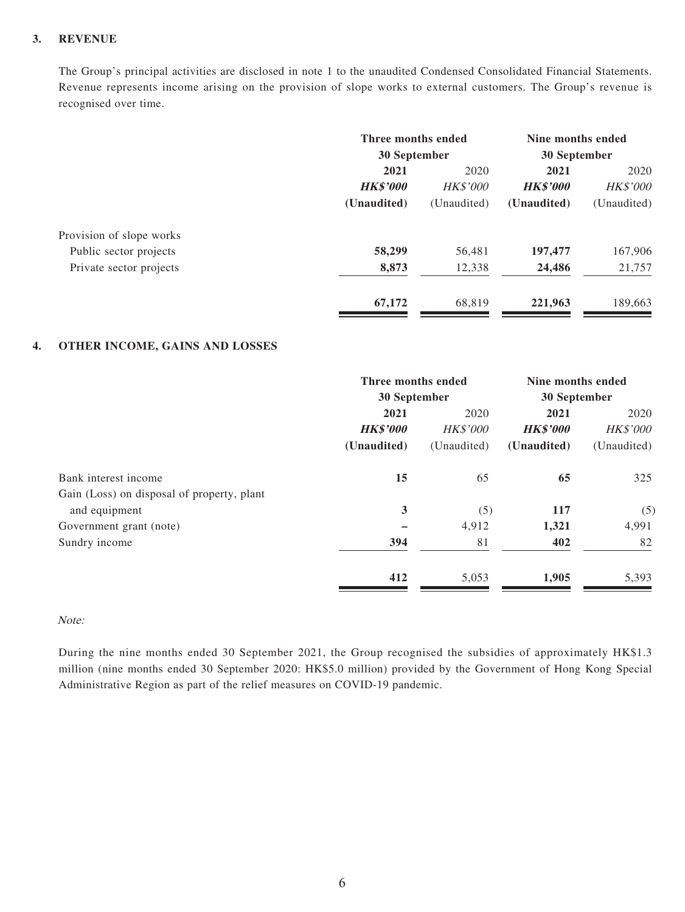### 3. REVENUE

The Group's principal activities are disclosed in note 1 to the unaudited Condensed Consolidated Financial Statements. Revenue represents income arising on the provision of slope works to external customers. The Group's revenue is recognised over time.

| | Three months ended 30 September | | Nine months ended 30 September | |
|---|---|---|---|---|
| | **2021** | 2020 | **2021** | 2020 |
| | ***HK$'000*** | *HK$'000* | ***HK$'000*** | *HK$'000* |
| | **(Unaudited)** | (Unaudited) | **(Unaudited)** | (Unaudited) |
| Provision of slope works | | | | |
| Public sector projects | **58,299** | 56,481 | **197,477** | 167,906 |
| Private sector projects | **8,873** | 12,338 | **24,486** | 21,757 |
| | **67,172** | 68,819 | **221,963** | 189,663 |

### 4. OTHER INCOME, GAINS AND LOSSES

| | Three months ended 30 September | | Nine months ended 30 September | |
|---|---|---|---|---|
| | **2021** | 2020 | **2021** | 2020 |
| | ***HK$'000*** | *HK$'000* | ***HK$'000*** | *HK$'000* |
| | **(Unaudited)** | (Unaudited) | **(Unaudited)** | (Unaudited) |
| Bank interest income | **15** | 65 | **65** | 325 |
| Gain (Loss) on disposal of property, plant and equipment | **3** | (5) | **117** | (5) |
| Government grant (note) | **–** | 4,912 | **1,321** | 4,991 |
| Sundry income | **394** | 81 | **402** | 82 |
| | **412** | 5,053 | **1,905** | 5,393 |

*Note:*

During the nine months ended 30 September 2021, the Group recognised the subsidies of approximately HK$1.3 million (nine months ended 30 September 2020: HK$5.0 million) provided by the Government of Hong Kong Special Administrative Region as part of the relief measures on COVID-19 pandemic.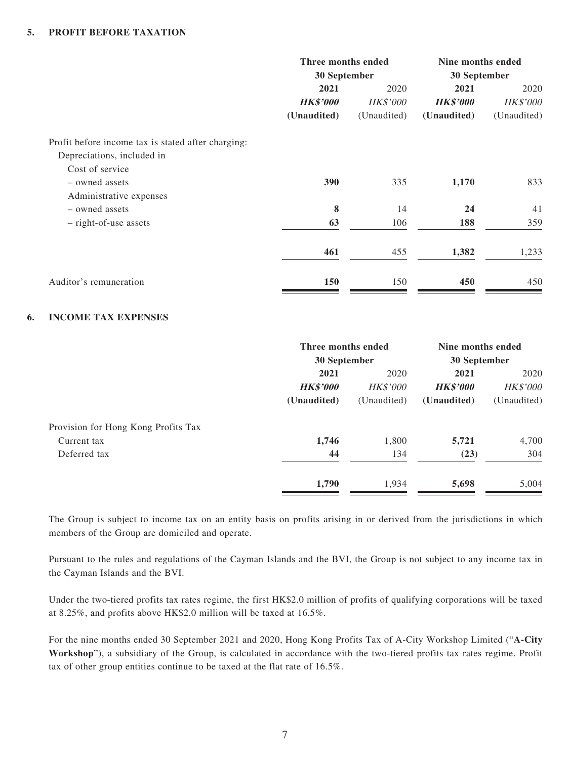## 5. PROFIT BEFORE TAXATION

| | Three months ended 30 September | | Nine months ended 30 September | |
|---|---|---|---|---|
| | **2021** | 2020 | **2021** | 2020 |
| | ***HK$'000*** | *HK$'000* | ***HK$'000*** | *HK$'000* |
| | **(Unaudited)** | (Unaudited) | **(Unaudited)** | (Unaudited) |
| Profit before income tax is stated after charging: | | | | |
| Depreciations, included in | | | | |
| Cost of service | | | | |
| – owned assets | **390** | 335 | **1,170** | 833 |
| Administrative expenses | | | | |
| – owned assets | **8** | 14 | **24** | 41 |
| – right-of-use assets | **63** | 106 | **188** | 359 |
| | **461** | 455 | **1,382** | 1,233 |
| Auditor's remuneration | **150** | 150 | **450** | 450 |

## 6. INCOME TAX EXPENSES

| | Three months ended 30 September | | Nine months ended 30 September | |
|---|---|---|---|---|
| | **2021** | 2020 | **2021** | 2020 |
| | ***HK$'000*** | *HK$'000* | ***HK$'000*** | *HK$'000* |
| | **(Unaudited)** | (Unaudited) | **(Unaudited)** | (Unaudited) |
| Provision for Hong Kong Profits Tax | | | | |
| Current tax | **1,746** | 1,800 | **5,721** | 4,700 |
| Deferred tax | **44** | 134 | **(23)** | 304 |
| | **1,790** | 1,934 | **5,698** | 5,004 |

The Group is subject to income tax on an entity basis on profits arising in or derived from the jurisdictions in which members of the Group are domiciled and operate.

Pursuant to the rules and regulations of the Cayman Islands and the BVI, the Group is not subject to any income tax in the Cayman Islands and the BVI.

Under the two-tiered profits tax rates regime, the first HK$2.0 million of profits of qualifying corporations will be taxed at 8.25%, and profits above HK$2.0 million will be taxed at 16.5%.

For the nine months ended 30 September 2021 and 2020, Hong Kong Profits Tax of A-City Workshop Limited ("**A-City Workshop**"), a subsidiary of the Group, is calculated in accordance with the two-tiered profits tax rates regime. Profit tax of other group entities continue to be taxed at the flat rate of 16.5%.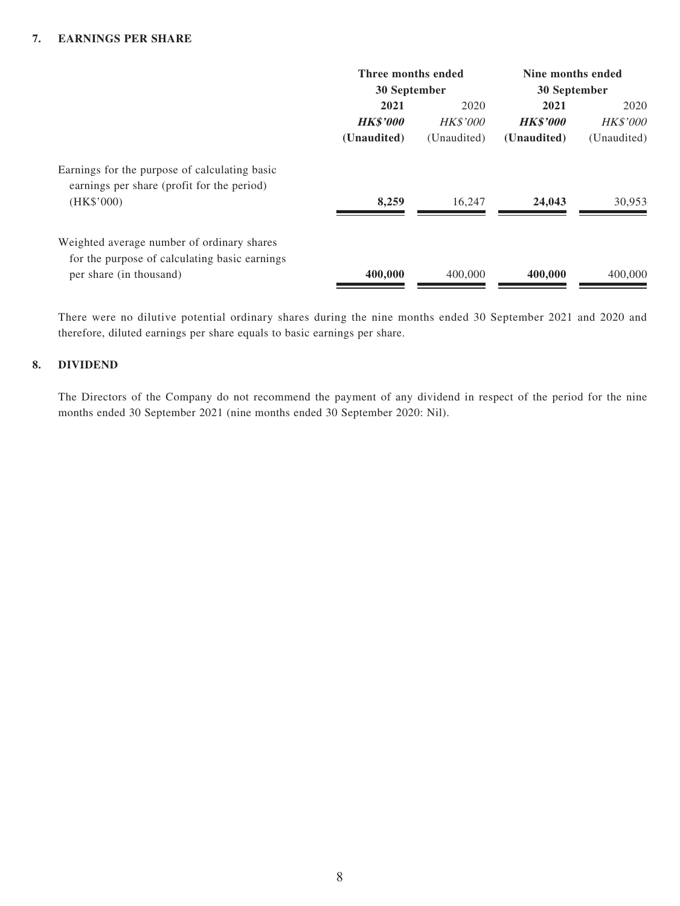## 7. EARNINGS PER SHARE

| | Three months ended 30 September | | Nine months ended 30 September | |
|---|---|---|---|---|
| | **2021** | 2020 | **2021** | 2020 |
| | ***HK$'000*** | *HK$'000* | ***HK$'000*** | *HK$'000* |
| | **(Unaudited)** | (Unaudited) | **(Unaudited)** | (Unaudited) |
| Earnings for the purpose of calculating basic earnings per share (profit for the period) (HK$'000) | **8,259** | 16,247 | **24,043** | 30,953 |
| Weighted average number of ordinary shares for the purpose of calculating basic earnings per share (in thousand) | **400,000** | 400,000 | **400,000** | 400,000 |

There were no dilutive potential ordinary shares during the nine months ended 30 September 2021 and 2020 and therefore, diluted earnings per share equals to basic earnings per share.

## 8. DIVIDEND

The Directors of the Company do not recommend the payment of any dividend in respect of the period for the nine months ended 30 September 2021 (nine months ended 30 September 2020: Nil).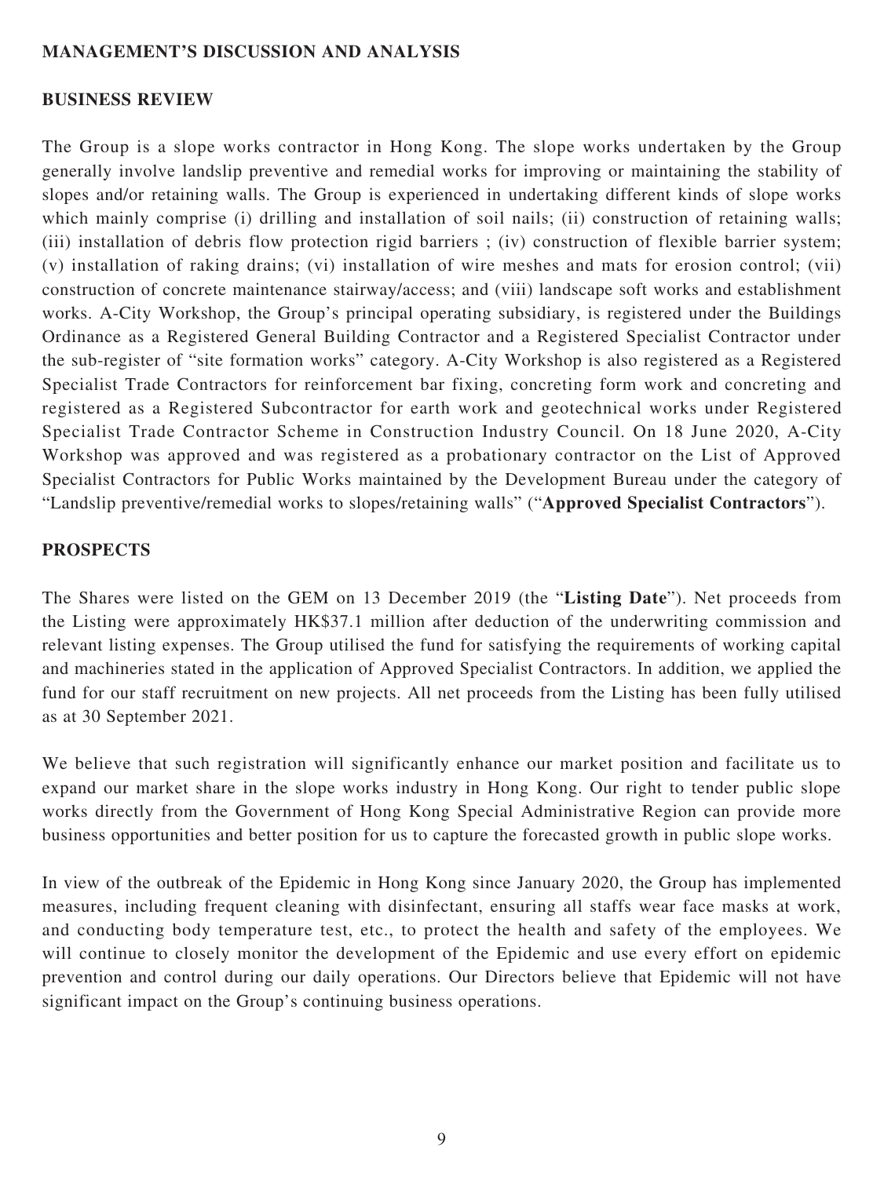## MANAGEMENT'S DISCUSSION AND ANALYSIS

### BUSINESS REVIEW

The Group is a slope works contractor in Hong Kong. The slope works undertaken by the Group generally involve landslip preventive and remedial works for improving or maintaining the stability of slopes and/or retaining walls. The Group is experienced in undertaking different kinds of slope works which mainly comprise (i) drilling and installation of soil nails; (ii) construction of retaining walls; (iii) installation of debris flow protection rigid barriers ; (iv) construction of flexible barrier system; (v) installation of raking drains; (vi) installation of wire meshes and mats for erosion control; (vii) construction of concrete maintenance stairway/access; and (viii) landscape soft works and establishment works. A-City Workshop, the Group's principal operating subsidiary, is registered under the Buildings Ordinance as a Registered General Building Contractor and a Registered Specialist Contractor under the sub-register of "site formation works" category. A-City Workshop is also registered as a Registered Specialist Trade Contractors for reinforcement bar fixing, concreting form work and concreting and registered as a Registered Subcontractor for earth work and geotechnical works under Registered Specialist Trade Contractor Scheme in Construction Industry Council. On 18 June 2020, A-City Workshop was approved and was registered as a probationary contractor on the List of Approved Specialist Contractors for Public Works maintained by the Development Bureau under the category of "Landslip preventive/remedial works to slopes/retaining walls" ("**Approved Specialist Contractors**").

### PROSPECTS

The Shares were listed on the GEM on 13 December 2019 (the "**Listing Date**"). Net proceeds from the Listing were approximately HK$37.1 million after deduction of the underwriting commission and relevant listing expenses. The Group utilised the fund for satisfying the requirements of working capital and machineries stated in the application of Approved Specialist Contractors. In addition, we applied the fund for our staff recruitment on new projects. All net proceeds from the Listing has been fully utilised as at 30 September 2021.

We believe that such registration will significantly enhance our market position and facilitate us to expand our market share in the slope works industry in Hong Kong. Our right to tender public slope works directly from the Government of Hong Kong Special Administrative Region can provide more business opportunities and better position for us to capture the forecasted growth in public slope works.

In view of the outbreak of the Epidemic in Hong Kong since January 2020, the Group has implemented measures, including frequent cleaning with disinfectant, ensuring all staffs wear face masks at work, and conducting body temperature test, etc., to protect the health and safety of the employees. We will continue to closely monitor the development of the Epidemic and use every effort on epidemic prevention and control during our daily operations. Our Directors believe that Epidemic will not have significant impact on the Group's continuing business operations.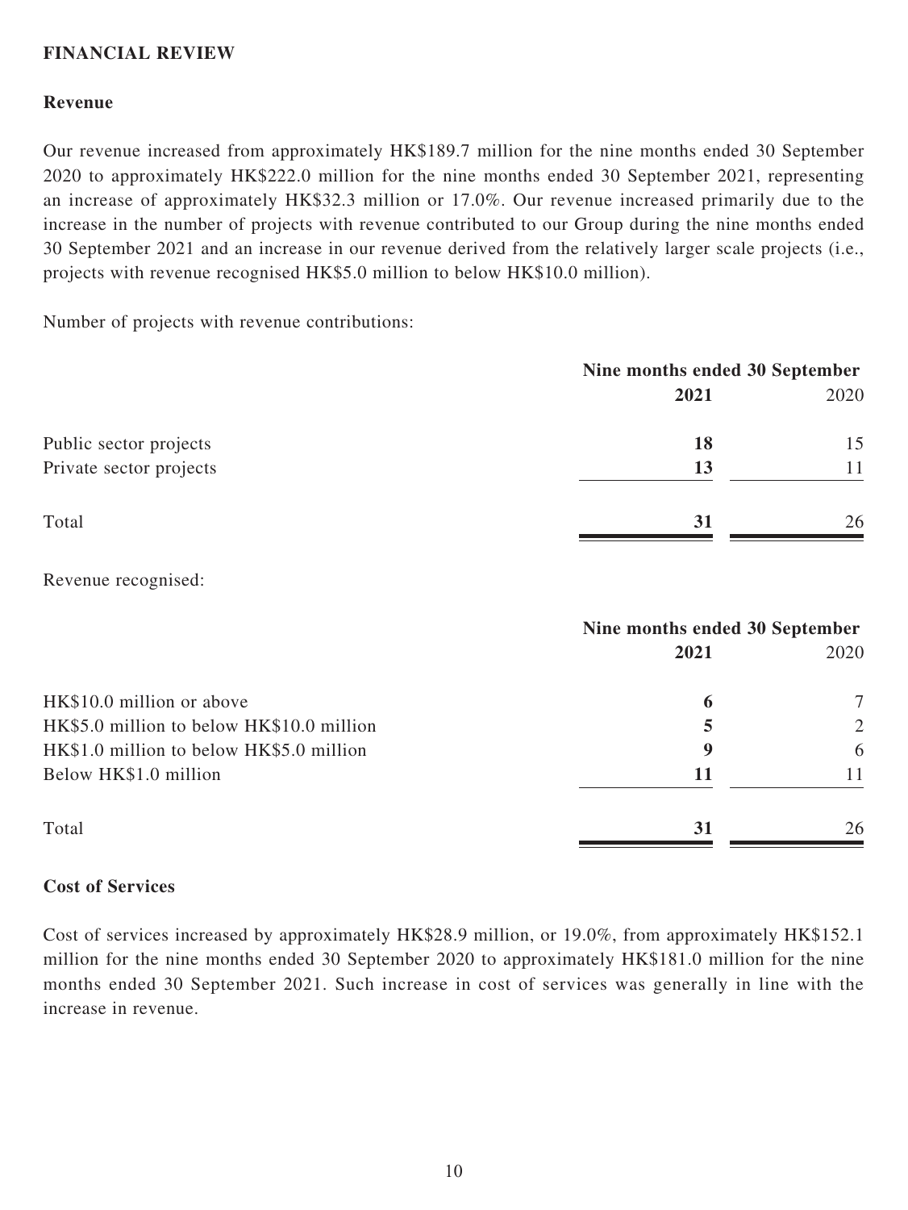## FINANCIAL REVIEW

### Revenue

Our revenue increased from approximately HK$189.7 million for the nine months ended 30 September 2020 to approximately HK$222.0 million for the nine months ended 30 September 2021, representing an increase of approximately HK$32.3 million or 17.0%. Our revenue increased primarily due to the increase in the number of projects with revenue contributed to our Group during the nine months ended 30 September 2021 and an increase in our revenue derived from the relatively larger scale projects (i.e., projects with revenue recognised HK$5.0 million to below HK$10.0 million).

Number of projects with revenue contributions:

| | Nine months ended 30 September | |
|---|---|---|
| | **2021** | 2020 |
| Public sector projects | **18** | 15 |
| Private sector projects | **13** | 11 |
| Total | **31** | 26 |

Revenue recognised:

| | Nine months ended 30 September | |
|---|---|---|
| | **2021** | 2020 |
| HK$10.0 million or above | **6** | 7 |
| HK$5.0 million to below HK$10.0 million | **5** | 2 |
| HK$1.0 million to below HK$5.0 million | **9** | 6 |
| Below HK$1.0 million | **11** | 11 |
| Total | **31** | 26 |

### Cost of Services

Cost of services increased by approximately HK$28.9 million, or 19.0%, from approximately HK$152.1 million for the nine months ended 30 September 2020 to approximately HK$181.0 million for the nine months ended 30 September 2021. Such increase in cost of services was generally in line with the increase in revenue.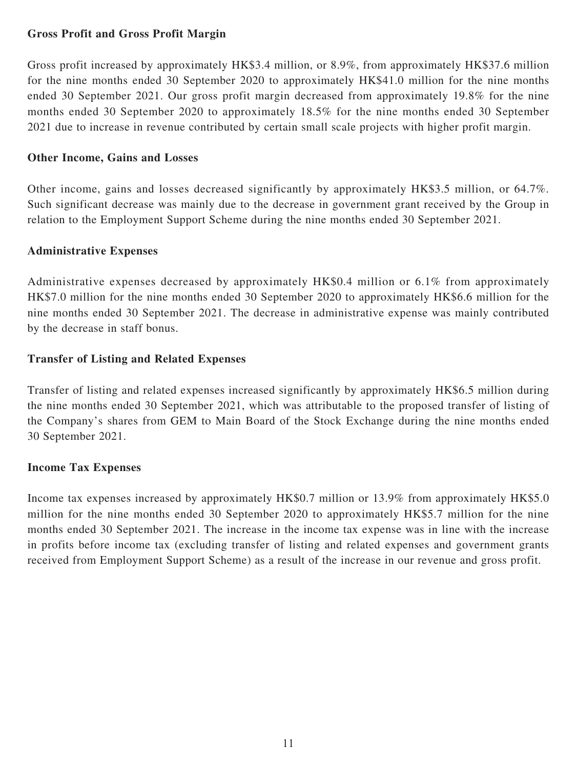**Gross Profit and Gross Profit Margin**

Gross profit increased by approximately HK$3.4 million, or 8.9%, from approximately HK$37.6 million for the nine months ended 30 September 2020 to approximately HK$41.0 million for the nine months ended 30 September 2021. Our gross profit margin decreased from approximately 19.8% for the nine months ended 30 September 2020 to approximately 18.5% for the nine months ended 30 September 2021 due to increase in revenue contributed by certain small scale projects with higher profit margin.

**Other Income, Gains and Losses**

Other income, gains and losses decreased significantly by approximately HK$3.5 million, or 64.7%. Such significant decrease was mainly due to the decrease in government grant received by the Group in relation to the Employment Support Scheme during the nine months ended 30 September 2021.

**Administrative Expenses**

Administrative expenses decreased by approximately HK$0.4 million or 6.1% from approximately HK$7.0 million for the nine months ended 30 September 2020 to approximately HK$6.6 million for the nine months ended 30 September 2021. The decrease in administrative expense was mainly contributed by the decrease in staff bonus.

**Transfer of Listing and Related Expenses**

Transfer of listing and related expenses increased significantly by approximately HK$6.5 million during the nine months ended 30 September 2021, which was attributable to the proposed transfer of listing of the Company's shares from GEM to Main Board of the Stock Exchange during the nine months ended 30 September 2021.

**Income Tax Expenses**

Income tax expenses increased by approximately HK$0.7 million or 13.9% from approximately HK$5.0 million for the nine months ended 30 September 2020 to approximately HK$5.7 million for the nine months ended 30 September 2021. The increase in the income tax expense was in line with the increase in profits before income tax (excluding transfer of listing and related expenses and government grants received from Employment Support Scheme) as a result of the increase in our revenue and gross profit.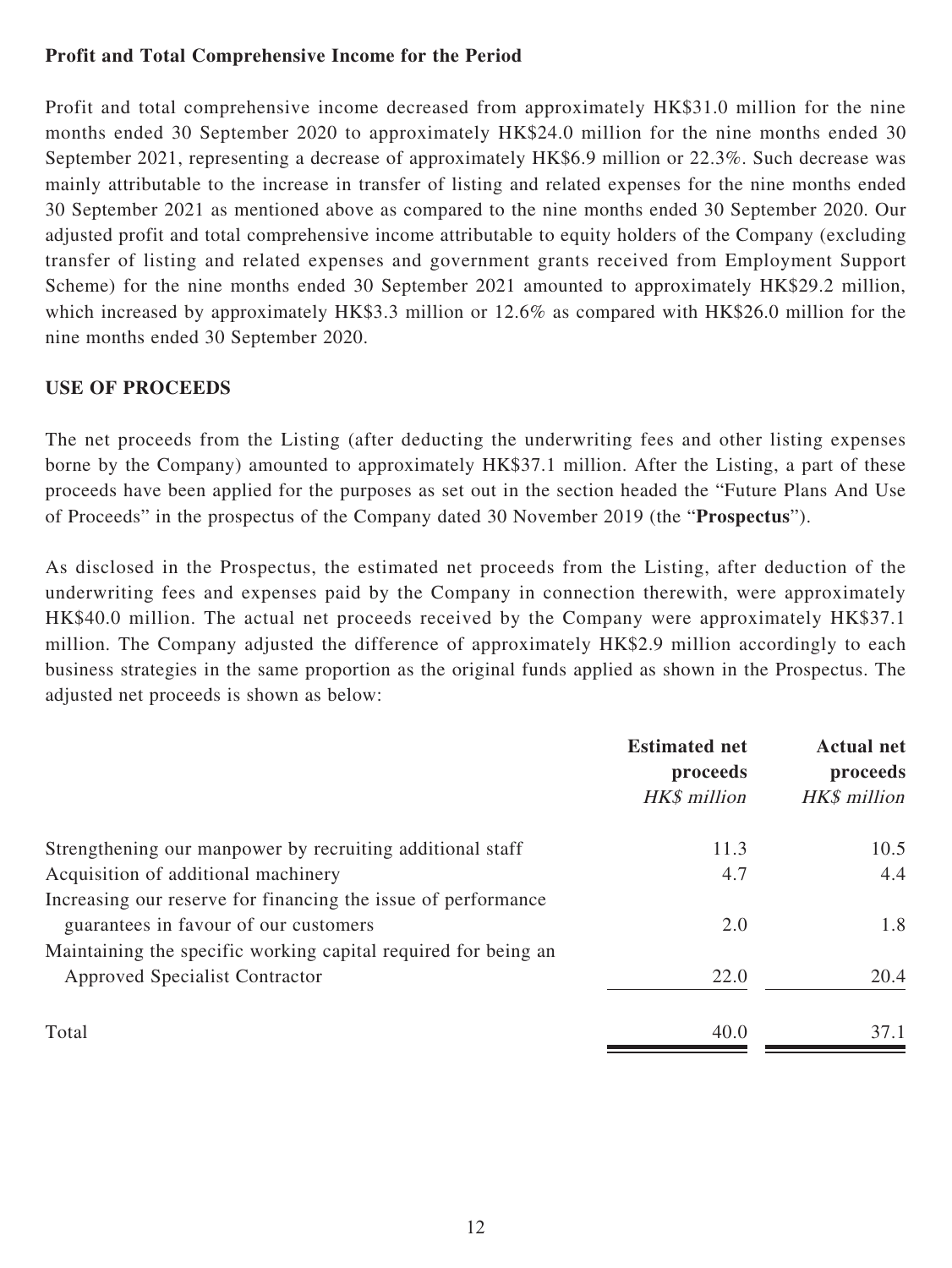**Profit and Total Comprehensive Income for the Period**

Profit and total comprehensive income decreased from approximately HK$31.0 million for the nine months ended 30 September 2020 to approximately HK$24.0 million for the nine months ended 30 September 2021, representing a decrease of approximately HK$6.9 million or 22.3%. Such decrease was mainly attributable to the increase in transfer of listing and related expenses for the nine months ended 30 September 2021 as mentioned above as compared to the nine months ended 30 September 2020. Our adjusted profit and total comprehensive income attributable to equity holders of the Company (excluding transfer of listing and related expenses and government grants received from Employment Support Scheme) for the nine months ended 30 September 2021 amounted to approximately HK$29.2 million, which increased by approximately HK$3.3 million or 12.6% as compared with HK$26.0 million for the nine months ended 30 September 2020.

## USE OF PROCEEDS

The net proceeds from the Listing (after deducting the underwriting fees and other listing expenses borne by the Company) amounted to approximately HK$37.1 million. After the Listing, a part of these proceeds have been applied for the purposes as set out in the section headed the "Future Plans And Use of Proceeds" in the prospectus of the Company dated 30 November 2019 (the "**Prospectus**").

As disclosed in the Prospectus, the estimated net proceeds from the Listing, after deduction of the underwriting fees and expenses paid by the Company in connection therewith, were approximately HK$40.0 million. The actual net proceeds received by the Company were approximately HK$37.1 million. The Company adjusted the difference of approximately HK$2.9 million accordingly to each business strategies in the same proportion as the original funds applied as shown in the Prospectus. The adjusted net proceeds is shown as below:

| | **Estimated net proceeds** *HK$ million* | **Actual net proceeds** *HK$ million* |
|---|---|---|
| Strengthening our manpower by recruiting additional staff | 11.3 | 10.5 |
| Acquisition of additional machinery | 4.7 | 4.4 |
| Increasing our reserve for financing the issue of performance guarantees in favour of our customers | 2.0 | 1.8 |
| Maintaining the specific working capital required for being an Approved Specialist Contractor | 22.0 | 20.4 |
| Total | 40.0 | 37.1 |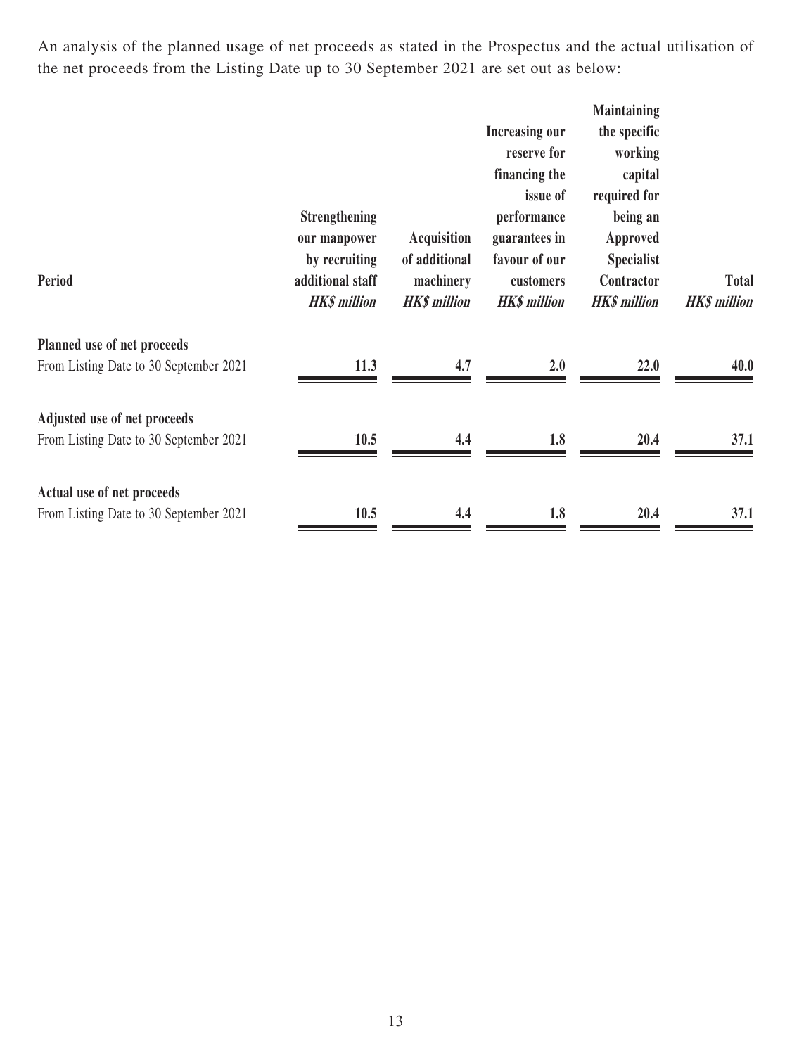An analysis of the planned usage of net proceeds as stated in the Prospectus and the actual utilisation of the net proceeds from the Listing Date up to 30 September 2021 are set out as below:

| Period | Strengthening our manpower by recruiting additional staff *HK$ million* | Acquisition of additional machinery *HK$ million* | Increasing our reserve for financing the issue of performance guarantees in favour of our customers *HK$ million* | Maintaining the specific working capital required for being an Approved Specialist Contractor *HK$ million* | Total *HK$ million* |
|---|---|---|---|---|---|
| **Planned use of net proceeds** | | | | | |
| From Listing Date to 30 September 2021 | **11.3** | **4.7** | **2.0** | **22.0** | **40.0** |
| **Adjusted use of net proceeds** | | | | | |
| From Listing Date to 30 September 2021 | **10.5** | **4.4** | **1.8** | **20.4** | **37.1** |
| **Actual use of net proceeds** | | | | | |
| From Listing Date to 30 September 2021 | **10.5** | **4.4** | **1.8** | **20.4** | **37.1** |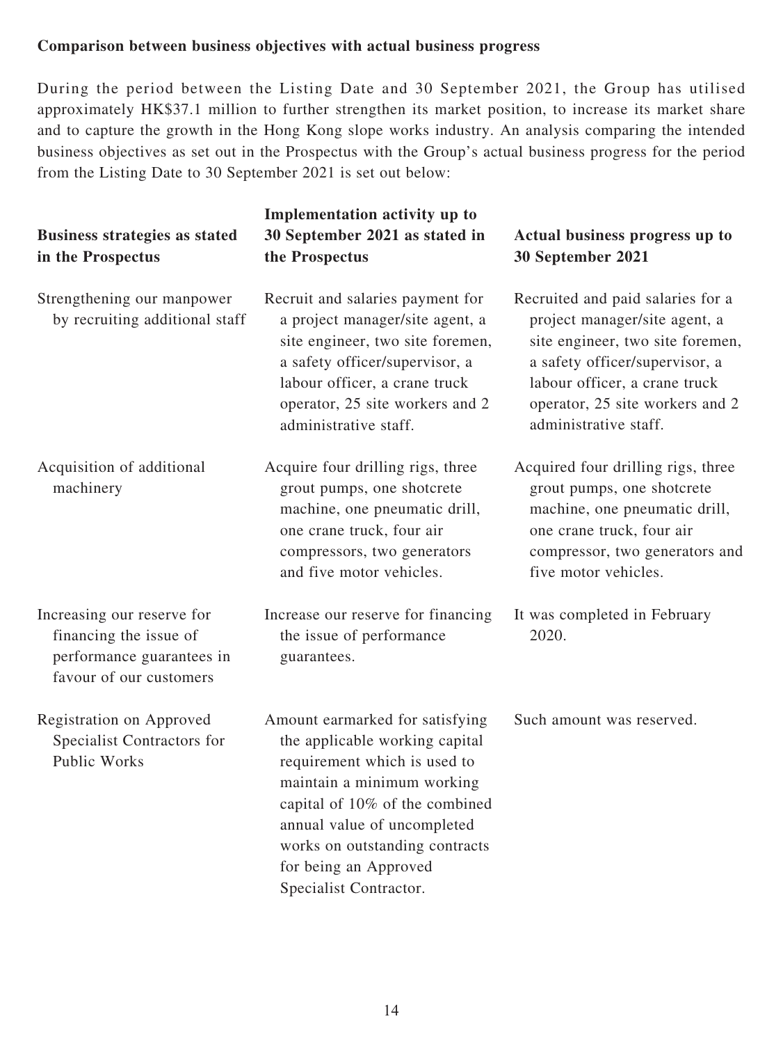**Comparison between business objectives with actual business progress**

During the period between the Listing Date and 30 September 2021, the Group has utilised approximately HK$37.1 million to further strengthen its market position, to increase its market share and to capture the growth in the Hong Kong slope works industry. An analysis comparing the intended business objectives as set out in the Prospectus with the Group's actual business progress for the period from the Listing Date to 30 September 2021 is set out below:

| Business strategies as stated in the Prospectus | Implementation activity up to 30 September 2021 as stated in the Prospectus | Actual business progress up to 30 September 2021 |
|---|---|---|
| Strengthening our manpower by recruiting additional staff | Recruit and salaries payment for a project manager/site agent, a site engineer, two site foremen, a safety officer/supervisor, a labour officer, a crane truck operator, 25 site workers and 2 administrative staff. | Recruited and paid salaries for a project manager/site agent, a site engineer, two site foremen, a safety officer/supervisor, a labour officer, a crane truck operator, 25 site workers and 2 administrative staff. |
| Acquisition of additional machinery | Acquire four drilling rigs, three grout pumps, one shotcrete machine, one pneumatic drill, one crane truck, four air compressors, two generators and five motor vehicles. | Acquired four drilling rigs, three grout pumps, one shotcrete machine, one pneumatic drill, one crane truck, four air compressor, two generators and five motor vehicles. |
| Increasing our reserve for financing the issue of performance guarantees in favour of our customers | Increase our reserve for financing the issue of performance guarantees. | It was completed in February 2020. |
| Registration on Approved Specialist Contractors for Public Works | Amount earmarked for satisfying the applicable working capital requirement which is used to maintain a minimum working capital of 10% of the combined annual value of uncompleted works on outstanding contracts for being an Approved Specialist Contractor. | Such amount was reserved. |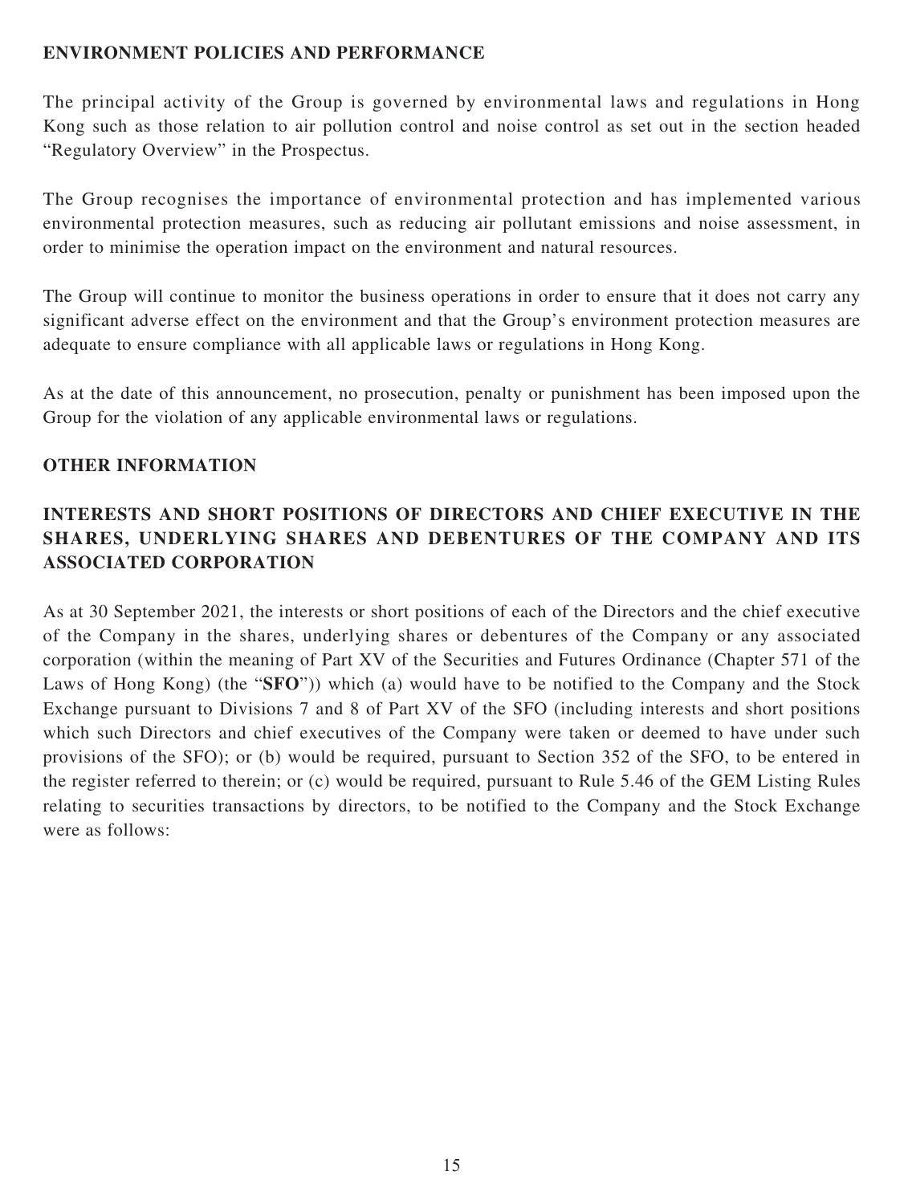## ENVIRONMENT POLICIES AND PERFORMANCE

The principal activity of the Group is governed by environmental laws and regulations in Hong Kong such as those relation to air pollution control and noise control as set out in the section headed "Regulatory Overview" in the Prospectus.

The Group recognises the importance of environmental protection and has implemented various environmental protection measures, such as reducing air pollutant emissions and noise assessment, in order to minimise the operation impact on the environment and natural resources.

The Group will continue to monitor the business operations in order to ensure that it does not carry any significant adverse effect on the environment and that the Group's environment protection measures are adequate to ensure compliance with all applicable laws or regulations in Hong Kong.

As at the date of this announcement, no prosecution, penalty or punishment has been imposed upon the Group for the violation of any applicable environmental laws or regulations.

## OTHER INFORMATION

### INTERESTS AND SHORT POSITIONS OF DIRECTORS AND CHIEF EXECUTIVE IN THE SHARES, UNDERLYING SHARES AND DEBENTURES OF THE COMPANY AND ITS ASSOCIATED CORPORATION

As at 30 September 2021, the interests or short positions of each of the Directors and the chief executive of the Company in the shares, underlying shares or debentures of the Company or any associated corporation (within the meaning of Part XV of the Securities and Futures Ordinance (Chapter 571 of the Laws of Hong Kong) (the "**SFO**")) which (a) would have to be notified to the Company and the Stock Exchange pursuant to Divisions 7 and 8 of Part XV of the SFO (including interests and short positions which such Directors and chief executives of the Company were taken or deemed to have under such provisions of the SFO); or (b) would be required, pursuant to Section 352 of the SFO, to be entered in the register referred to therein; or (c) would be required, pursuant to Rule 5.46 of the GEM Listing Rules relating to securities transactions by directors, to be notified to the Company and the Stock Exchange were as follows: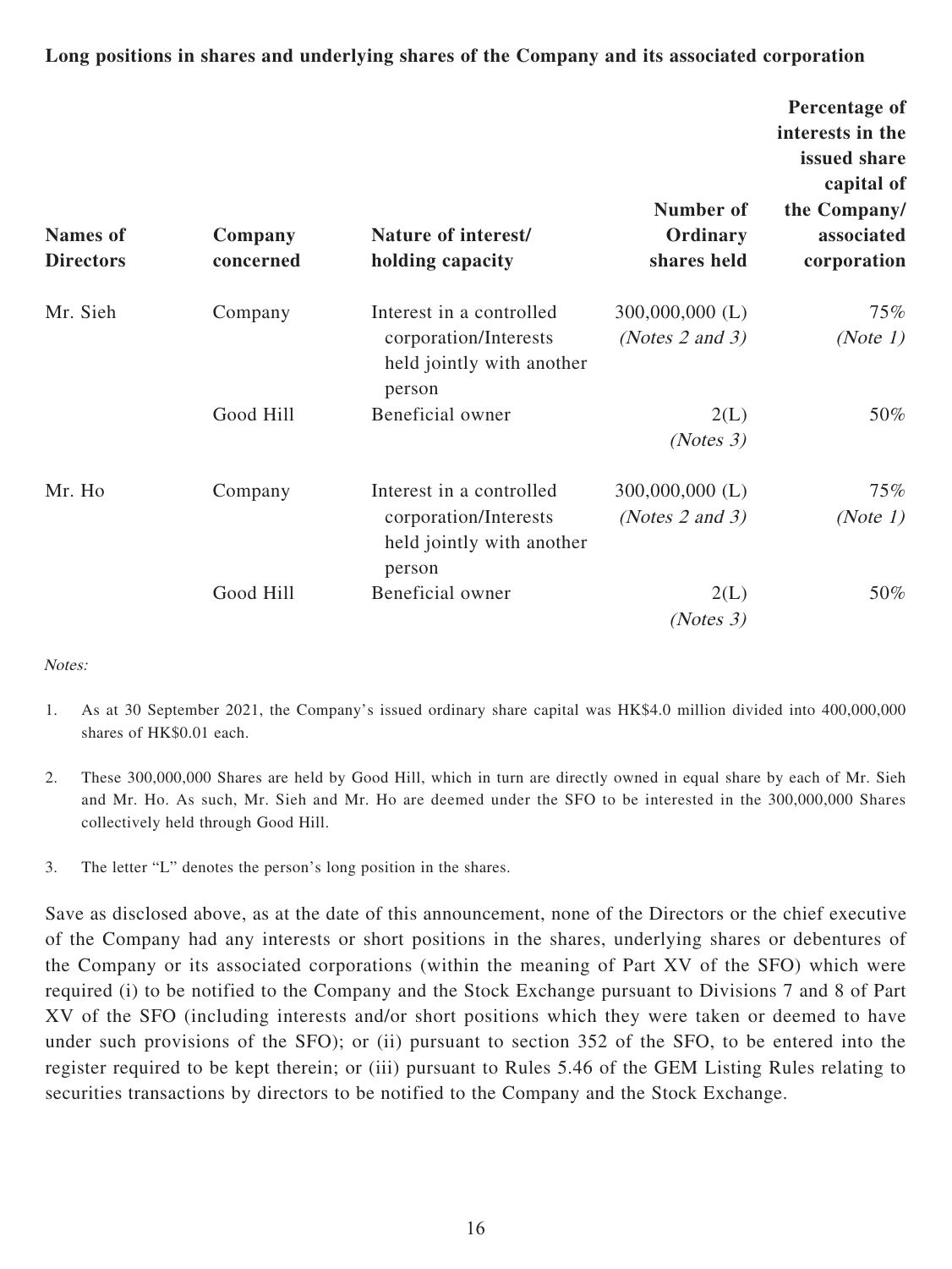**Long positions in shares and underlying shares of the Company and its associated corporation**

| Names of Directors | Company concerned | Nature of interest/ holding capacity | Number of Ordinary shares held | Percentage of interests in the issued share capital of the Company/ associated corporation |
|---|---|---|---|---|
| Mr. Sieh | Company | Interest in a controlled corporation/Interests held jointly with another person | 300,000,000 (L) *(Notes 2 and 3)* | 75% *(Note 1)* |
| | Good Hill | Beneficial owner | 2(L) *(Notes 3)* | 50% |
| Mr. Ho | Company | Interest in a controlled corporation/Interests held jointly with another person | 300,000,000 (L) *(Notes 2 and 3)* | 75% *(Note 1)* |
| | Good Hill | Beneficial owner | 2(L) *(Notes 3)* | 50% |

*Notes:*

1. As at 30 September 2021, the Company's issued ordinary share capital was HK$4.0 million divided into 400,000,000 shares of HK$0.01 each.

2. These 300,000,000 Shares are held by Good Hill, which in turn are directly owned in equal share by each of Mr. Sieh and Mr. Ho. As such, Mr. Sieh and Mr. Ho are deemed under the SFO to be interested in the 300,000,000 Shares collectively held through Good Hill.

3. The letter "L" denotes the person's long position in the shares.

Save as disclosed above, as at the date of this announcement, none of the Directors or the chief executive of the Company had any interests or short positions in the shares, underlying shares or debentures of the Company or its associated corporations (within the meaning of Part XV of the SFO) which were required (i) to be notified to the Company and the Stock Exchange pursuant to Divisions 7 and 8 of Part XV of the SFO (including interests and/or short positions which they were taken or deemed to have under such provisions of the SFO); or (ii) pursuant to section 352 of the SFO, to be entered into the register required to be kept therein; or (iii) pursuant to Rules 5.46 of the GEM Listing Rules relating to securities transactions by directors to be notified to the Company and the Stock Exchange.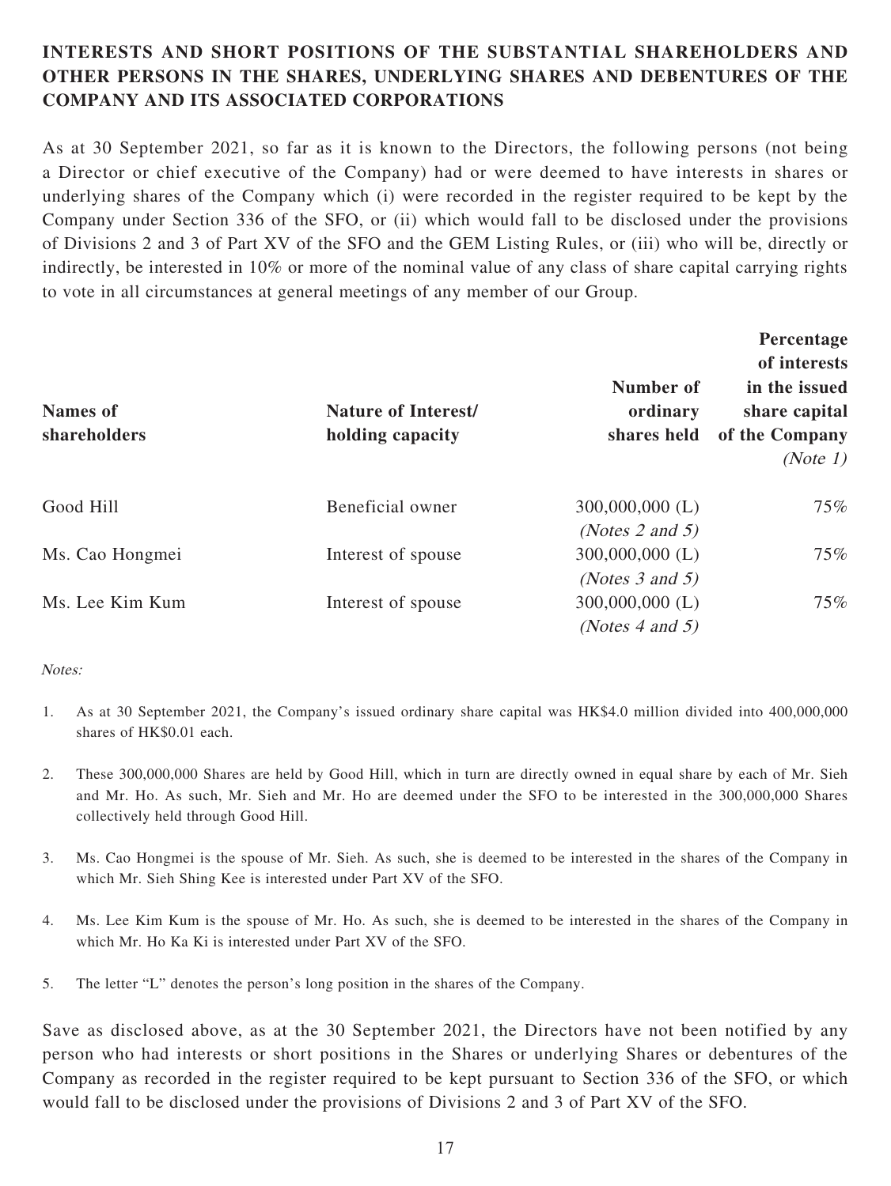## INTERESTS AND SHORT POSITIONS OF THE SUBSTANTIAL SHAREHOLDERS AND OTHER PERSONS IN THE SHARES, UNDERLYING SHARES AND DEBENTURES OF THE COMPANY AND ITS ASSOCIATED CORPORATIONS

As at 30 September 2021, so far as it is known to the Directors, the following persons (not being a Director or chief executive of the Company) had or were deemed to have interests in shares or underlying shares of the Company which (i) were recorded in the register required to be kept by the Company under Section 336 of the SFO, or (ii) which would fall to be disclosed under the provisions of Divisions 2 and 3 of Part XV of the SFO and the GEM Listing Rules, or (iii) who will be, directly or indirectly, be interested in 10% or more of the nominal value of any class of share capital carrying rights to vote in all circumstances at general meetings of any member of our Group.

| Names of shareholders | Nature of Interest/ holding capacity | Number of ordinary shares held | Percentage of interests in the issued share capital of the Company *(Note 1)* |
|---|---|---|---|
| Good Hill | Beneficial owner | 300,000,000 (L) *(Notes 2 and 5)* | 75% |
| Ms. Cao Hongmei | Interest of spouse | 300,000,000 (L) *(Notes 3 and 5)* | 75% |
| Ms. Lee Kim Kum | Interest of spouse | 300,000,000 (L) *(Notes 4 and 5)* | 75% |

*Notes:*

1. As at 30 September 2021, the Company's issued ordinary share capital was HK$4.0 million divided into 400,000,000 shares of HK$0.01 each.
2. These 300,000,000 Shares are held by Good Hill, which in turn are directly owned in equal share by each of Mr. Sieh and Mr. Ho. As such, Mr. Sieh and Mr. Ho are deemed under the SFO to be interested in the 300,000,000 Shares collectively held through Good Hill.
3. Ms. Cao Hongmei is the spouse of Mr. Sieh. As such, she is deemed to be interested in the shares of the Company in which Mr. Sieh Shing Kee is interested under Part XV of the SFO.
4. Ms. Lee Kim Kum is the spouse of Mr. Ho. As such, she is deemed to be interested in the shares of the Company in which Mr. Ho Ka Ki is interested under Part XV of the SFO.
5. The letter "L" denotes the person's long position in the shares of the Company.

Save as disclosed above, as at the 30 September 2021, the Directors have not been notified by any person who had interests or short positions in the Shares or underlying Shares or debentures of the Company as recorded in the register required to be kept pursuant to Section 336 of the SFO, or which would fall to be disclosed under the provisions of Divisions 2 and 3 of Part XV of the SFO.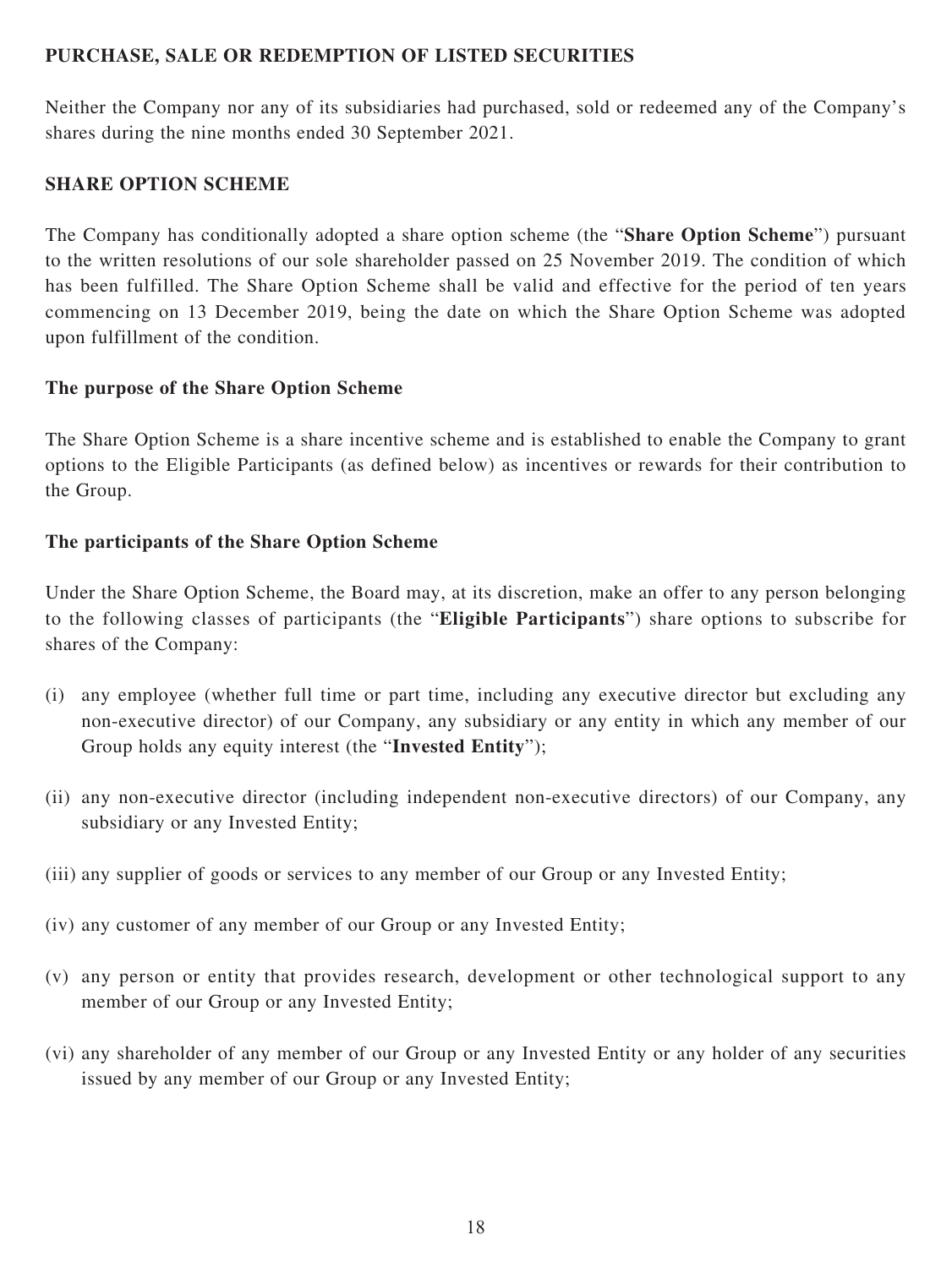## PURCHASE, SALE OR REDEMPTION OF LISTED SECURITIES

Neither the Company nor any of its subsidiaries had purchased, sold or redeemed any of the Company's shares during the nine months ended 30 September 2021.

## SHARE OPTION SCHEME

The Company has conditionally adopted a share option scheme (the "**Share Option Scheme**") pursuant to the written resolutions of our sole shareholder passed on 25 November 2019. The condition of which has been fulfilled. The Share Option Scheme shall be valid and effective for the period of ten years commencing on 13 December 2019, being the date on which the Share Option Scheme was adopted upon fulfillment of the condition.

### The purpose of the Share Option Scheme

The Share Option Scheme is a share incentive scheme and is established to enable the Company to grant options to the Eligible Participants (as defined below) as incentives or rewards for their contribution to the Group.

### The participants of the Share Option Scheme

Under the Share Option Scheme, the Board may, at its discretion, make an offer to any person belonging to the following classes of participants (the "**Eligible Participants**") share options to subscribe for shares of the Company:

(i) any employee (whether full time or part time, including any executive director but excluding any non-executive director) of our Company, any subsidiary or any entity in which any member of our Group holds any equity interest (the "**Invested Entity**");

(ii) any non-executive director (including independent non-executive directors) of our Company, any subsidiary or any Invested Entity;

(iii) any supplier of goods or services to any member of our Group or any Invested Entity;

(iv) any customer of any member of our Group or any Invested Entity;

(v) any person or entity that provides research, development or other technological support to any member of our Group or any Invested Entity;

(vi) any shareholder of any member of our Group or any Invested Entity or any holder of any securities issued by any member of our Group or any Invested Entity;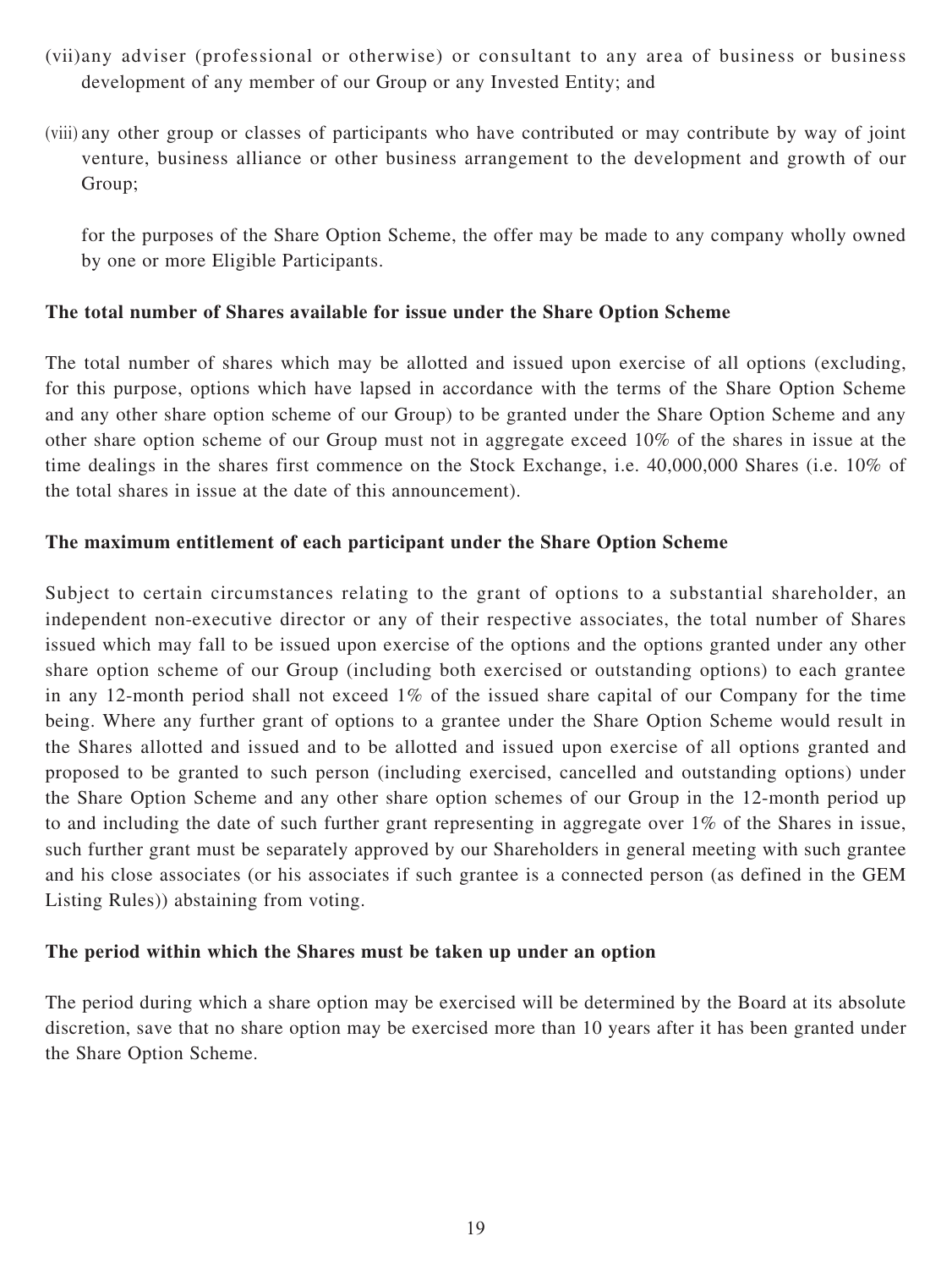(vii) any adviser (professional or otherwise) or consultant to any area of business or business development of any member of our Group or any Invested Entity; and

(viii) any other group or classes of participants who have contributed or may contribute by way of joint venture, business alliance or other business arrangement to the development and growth of our Group;

for the purposes of the Share Option Scheme, the offer may be made to any company wholly owned by one or more Eligible Participants.

**The total number of Shares available for issue under the Share Option Scheme**

The total number of shares which may be allotted and issued upon exercise of all options (excluding, for this purpose, options which have lapsed in accordance with the terms of the Share Option Scheme and any other share option scheme of our Group) to be granted under the Share Option Scheme and any other share option scheme of our Group must not in aggregate exceed 10% of the shares in issue at the time dealings in the shares first commence on the Stock Exchange, i.e. 40,000,000 Shares (i.e. 10% of the total shares in issue at the date of this announcement).

**The maximum entitlement of each participant under the Share Option Scheme**

Subject to certain circumstances relating to the grant of options to a substantial shareholder, an independent non-executive director or any of their respective associates, the total number of Shares issued which may fall to be issued upon exercise of the options and the options granted under any other share option scheme of our Group (including both exercised or outstanding options) to each grantee in any 12-month period shall not exceed 1% of the issued share capital of our Company for the time being. Where any further grant of options to a grantee under the Share Option Scheme would result in the Shares allotted and issued and to be allotted and issued upon exercise of all options granted and proposed to be granted to such person (including exercised, cancelled and outstanding options) under the Share Option Scheme and any other share option schemes of our Group in the 12-month period up to and including the date of such further grant representing in aggregate over 1% of the Shares in issue, such further grant must be separately approved by our Shareholders in general meeting with such grantee and his close associates (or his associates if such grantee is a connected person (as defined in the GEM Listing Rules)) abstaining from voting.

**The period within which the Shares must be taken up under an option**

The period during which a share option may be exercised will be determined by the Board at its absolute discretion, save that no share option may be exercised more than 10 years after it has been granted under the Share Option Scheme.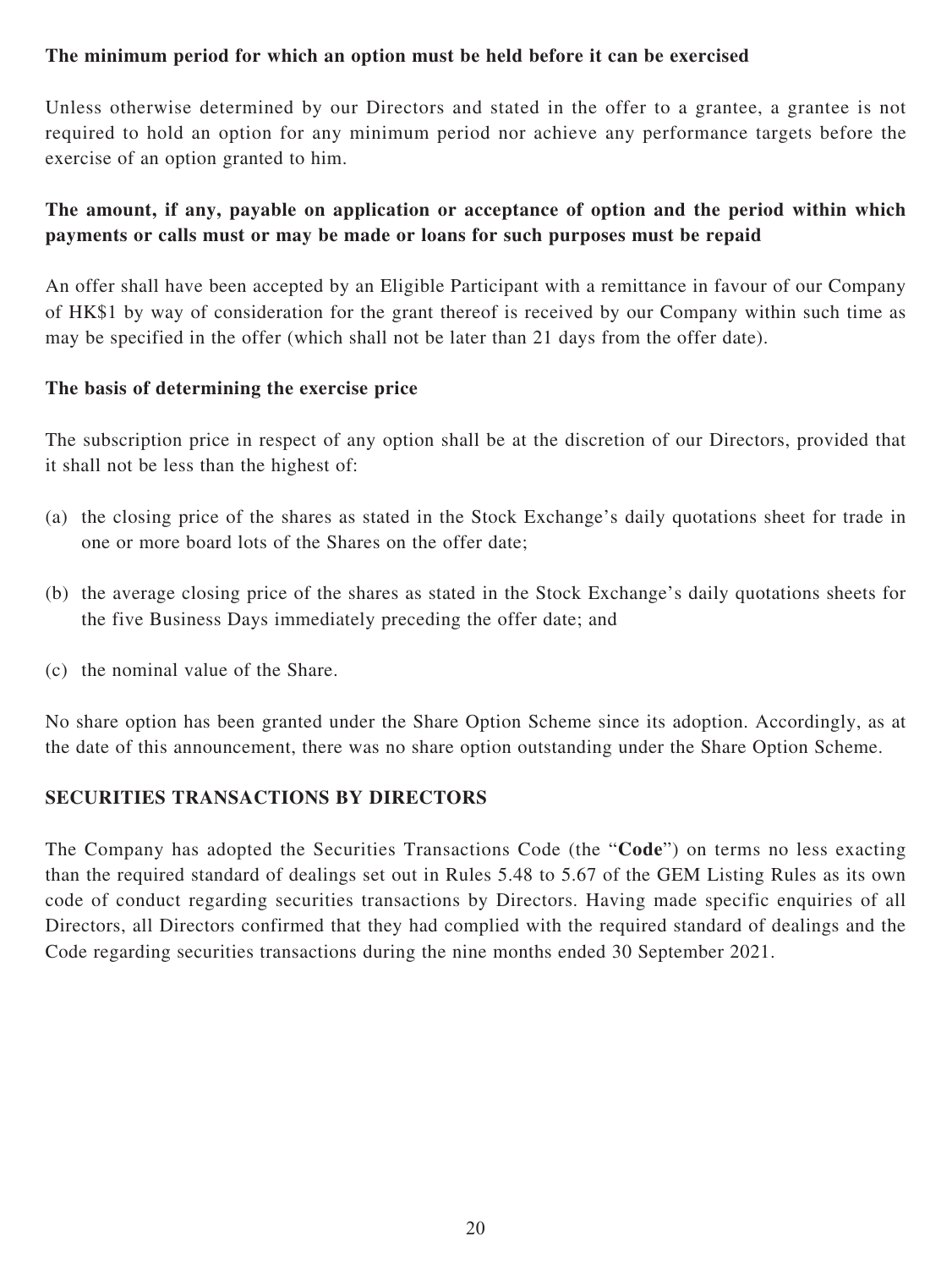**The minimum period for which an option must be held before it can be exercised**

Unless otherwise determined by our Directors and stated in the offer to a grantee, a grantee is not required to hold an option for any minimum period nor achieve any performance targets before the exercise of an option granted to him.

**The amount, if any, payable on application or acceptance of option and the period within which payments or calls must or may be made or loans for such purposes must be repaid**

An offer shall have been accepted by an Eligible Participant with a remittance in favour of our Company of HK$1 by way of consideration for the grant thereof is received by our Company within such time as may be specified in the offer (which shall not be later than 21 days from the offer date).

**The basis of determining the exercise price**

The subscription price in respect of any option shall be at the discretion of our Directors, provided that it shall not be less than the highest of:

(a) the closing price of the shares as stated in the Stock Exchange's daily quotations sheet for trade in one or more board lots of the Shares on the offer date;

(b) the average closing price of the shares as stated in the Stock Exchange's daily quotations sheets for the five Business Days immediately preceding the offer date; and

(c) the nominal value of the Share.

No share option has been granted under the Share Option Scheme since its adoption. Accordingly, as at the date of this announcement, there was no share option outstanding under the Share Option Scheme.

## SECURITIES TRANSACTIONS BY DIRECTORS

The Company has adopted the Securities Transactions Code (the "**Code**") on terms no less exacting than the required standard of dealings set out in Rules 5.48 to 5.67 of the GEM Listing Rules as its own code of conduct regarding securities transactions by Directors. Having made specific enquiries of all Directors, all Directors confirmed that they had complied with the required standard of dealings and the Code regarding securities transactions during the nine months ended 30 September 2021.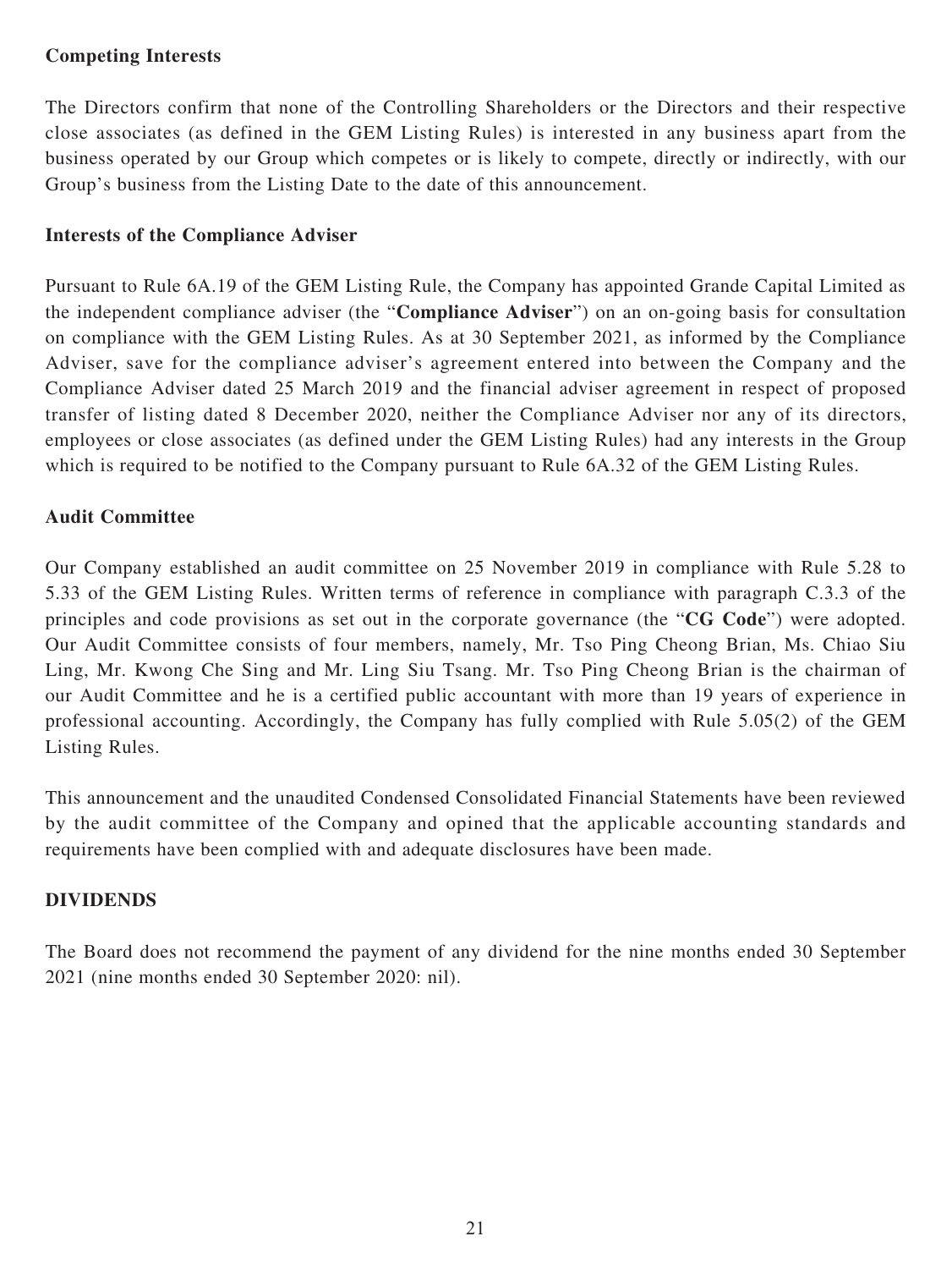**Competing Interests**

The Directors confirm that none of the Controlling Shareholders or the Directors and their respective close associates (as defined in the GEM Listing Rules) is interested in any business apart from the business operated by our Group which competes or is likely to compete, directly or indirectly, with our Group's business from the Listing Date to the date of this announcement.

**Interests of the Compliance Adviser**

Pursuant to Rule 6A.19 of the GEM Listing Rule, the Company has appointed Grande Capital Limited as the independent compliance adviser (the "**Compliance Adviser**") on an on-going basis for consultation on compliance with the GEM Listing Rules. As at 30 September 2021, as informed by the Compliance Adviser, save for the compliance adviser's agreement entered into between the Company and the Compliance Adviser dated 25 March 2019 and the financial adviser agreement in respect of proposed transfer of listing dated 8 December 2020, neither the Compliance Adviser nor any of its directors, employees or close associates (as defined under the GEM Listing Rules) had any interests in the Group which is required to be notified to the Company pursuant to Rule 6A.32 of the GEM Listing Rules.

**Audit Committee**

Our Company established an audit committee on 25 November 2019 in compliance with Rule 5.28 to 5.33 of the GEM Listing Rules. Written terms of reference in compliance with paragraph C.3.3 of the principles and code provisions as set out in the corporate governance (the "**CG Code**") were adopted. Our Audit Committee consists of four members, namely, Mr. Tso Ping Cheong Brian, Ms. Chiao Siu Ling, Mr. Kwong Che Sing and Mr. Ling Siu Tsang. Mr. Tso Ping Cheong Brian is the chairman of our Audit Committee and he is a certified public accountant with more than 19 years of experience in professional accounting. Accordingly, the Company has fully complied with Rule 5.05(2) of the GEM Listing Rules.

This announcement and the unaudited Condensed Consolidated Financial Statements have been reviewed by the audit committee of the Company and opined that the applicable accounting standards and requirements have been complied with and adequate disclosures have been made.

**DIVIDENDS**

The Board does not recommend the payment of any dividend for the nine months ended 30 September 2021 (nine months ended 30 September 2020: nil).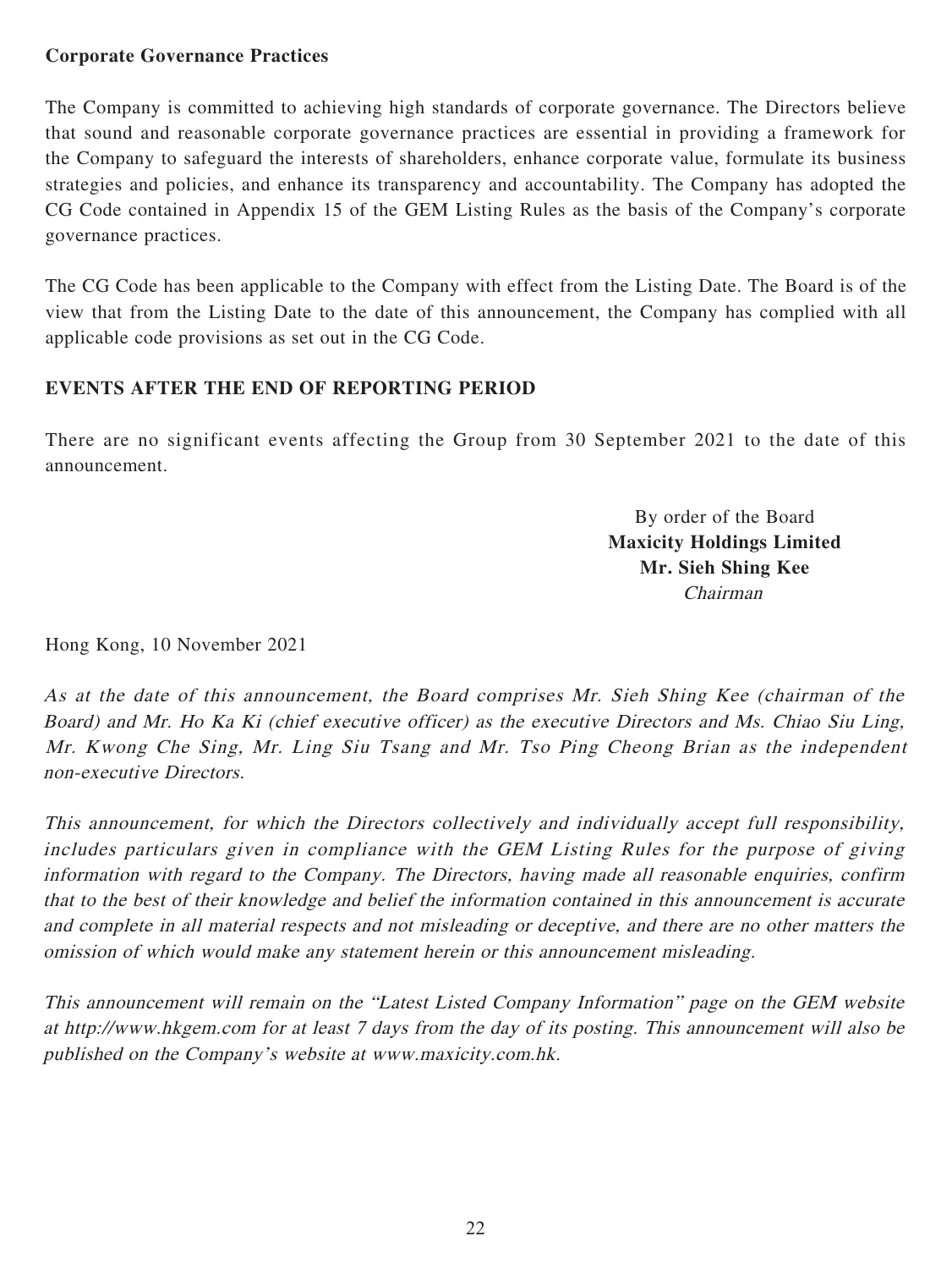**Corporate Governance Practices**

The Company is committed to achieving high standards of corporate governance. The Directors believe that sound and reasonable corporate governance practices are essential in providing a framework for the Company to safeguard the interests of shareholders, enhance corporate value, formulate its business strategies and policies, and enhance its transparency and accountability. The Company has adopted the CG Code contained in Appendix 15 of the GEM Listing Rules as the basis of the Company's corporate governance practices.

The CG Code has been applicable to the Company with effect from the Listing Date. The Board is of the view that from the Listing Date to the date of this announcement, the Company has complied with all applicable code provisions as set out in the CG Code.

## EVENTS AFTER THE END OF REPORTING PERIOD

There are no significant events affecting the Group from 30 September 2021 to the date of this announcement.

By order of the Board
**Maxicity Holdings Limited**
**Mr. Sieh Shing Kee**
*Chairman*

Hong Kong, 10 November 2021

*As at the date of this announcement, the Board comprises Mr. Sieh Shing Kee (chairman of the Board) and Mr. Ho Ka Ki (chief executive officer) as the executive Directors and Ms. Chiao Siu Ling, Mr. Kwong Che Sing, Mr. Ling Siu Tsang and Mr. Tso Ping Cheong Brian as the independent non-executive Directors.*

*This announcement, for which the Directors collectively and individually accept full responsibility, includes particulars given in compliance with the GEM Listing Rules for the purpose of giving information with regard to the Company. The Directors, having made all reasonable enquiries, confirm that to the best of their knowledge and belief the information contained in this announcement is accurate and complete in all material respects and not misleading or deceptive, and there are no other matters the omission of which would make any statement herein or this announcement misleading.*

*This announcement will remain on the "Latest Listed Company Information" page on the GEM website at http://www.hkgem.com for at least 7 days from the day of its posting. This announcement will also be published on the Company's website at www.maxicity.com.hk.*